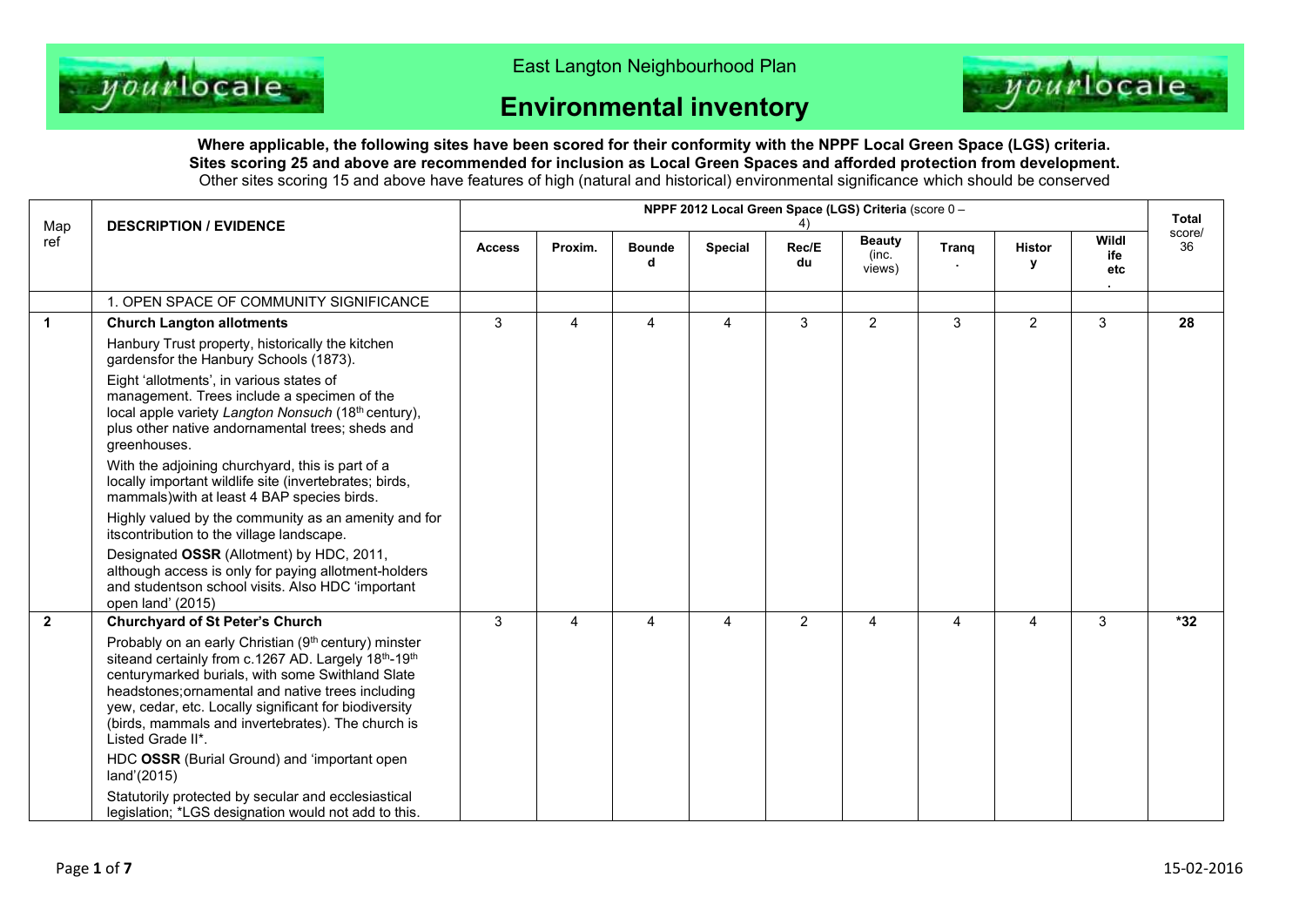East Langton Neighbourhood Plan

# Environmental inventory

**Where applicable, the following sites have been scored for their conformity with the NPPF Local Green Space (LGS) criteria.**
**Sites scoring 25 and above are recommended for inclusion as Local Green Spaces and afforded protection from development.**
Other sites scoring 15 and above have features of high (natural and historical) environmental significance which should be conserved

| Map ref | DESCRIPTION / EVIDENCE | NPPF 2012 Local Green Space (LGS) Criteria (score 0 – 4) | | | | | | | | | Total score/ 36 |
|---|---|---|---|---|---|---|---|---|---|---|---|
| | | **Access** | **Proxim.** | **Bounded** | **Special** | **Rec/Edu** | **Beauty** (inc. views) | **Tranq.** | **History** | **Wildlife etc.** | |
| | 1. OPEN SPACE OF COMMUNITY SIGNIFICANCE | | | | | | | | | | |
| **1** | **Church Langton allotments**<br>Hanbury Trust property, historically the kitchen gardensfor the Hanbury Schools (1873).<br>Eight 'allotments', in various states of management. Trees include a specimen of the local apple variety *Langton Nonsuch* (18th century), plus other native andornamental trees; sheds and greenhouses.<br>With the adjoining churchyard, this is part of a locally important wildlife site (invertebrates; birds, mammals)with at least 4 BAP species birds.<br>Highly valued by the community as an amenity and for itscontribution to the village landscape.<br>Designated **OSSR** (Allotment) by HDC, 2011, although access is only for paying allotment-holders and studentson school visits. Also HDC 'important open land' (2015) | 3 | 4 | 4 | 4 | 3 | 2 | 3 | 2 | 3 | **28** |
| **2** | **Churchyard of St Peter's Church**<br>Probably on an early Christian (9th century) minster siteand certainly from c.1267 AD. Largely 18th-19th centurymarked burials, with some Swithland Slate headstones;ornamental and native trees including yew, cedar, etc. Locally significant for biodiversity (birds, mammals and invertebrates). The church is Listed Grade II*.<br>HDC **OSSR** (Burial Ground) and 'important open land'(2015)<br>Statutorily protected by secular and ecclesiastical legislation; *LGS designation would not add to this. | 3 | 4 | 4 | 4 | 2 | 4 | 4 | 4 | 3 | **\*32** |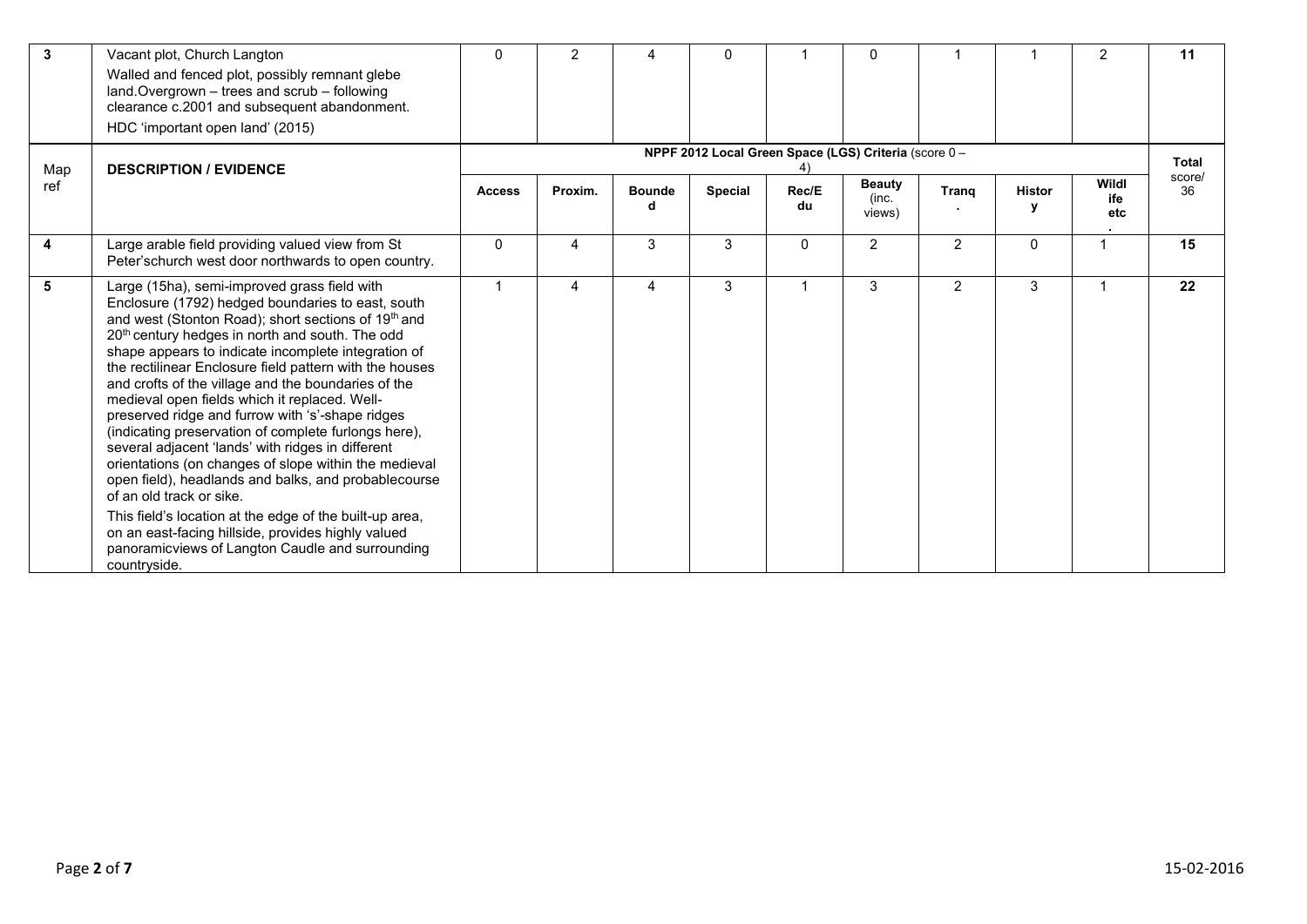| Map ref | DESCRIPTION / EVIDENCE | NPPF 2012 Local Green Space (LGS) Criteria (score 0 – 4) | | | | | | | | | Total score/ 36 |
|---|---|---|---|---|---|---|---|---|---|---|---|
| | | Access | Proxim. | Bounded | Special | Rec/Edu | Beauty (inc. views) | Tranq. | History | Wildlife etc. | |
| 3 | Vacant plot, Church Langton<br>Walled and fenced plot, possibly remnant glebe land.Overgrown – trees and scrub – following clearance c.2001 and subsequent abandonment.<br>HDC 'important open land' (2015) | 0 | 2 | 4 | 0 | 1 | 0 | 1 | 1 | 2 | 11 |
| 4 | Large arable field providing valued view from St Peter'schurch west door northwards to open country. | 0 | 4 | 3 | 3 | 0 | 2 | 2 | 0 | 1 | 15 |
| 5 | Large (15ha), semi-improved grass field with Enclosure (1792) hedged boundaries to east, south and west (Stonton Road); short sections of 19th and 20th century hedges in north and south. The odd shape appears to indicate incomplete integration of the rectilinear Enclosure field pattern with the houses and crofts of the village and the boundaries of the medieval open fields which it replaced. Well-preserved ridge and furrow with 's'-shape ridges (indicating preservation of complete furlongs here), several adjacent 'lands' with ridges in different orientations (on changes of slope within the medieval open field), headlands and balks, and probablecourse of an old track or sike.<br>This field's location at the edge of the built-up area, on an east-facing hillside, provides highly valued panoramicviews of Langton Caudle and surrounding countryside. | 1 | 4 | 4 | 3 | 1 | 3 | 2 | 3 | 1 | 22 |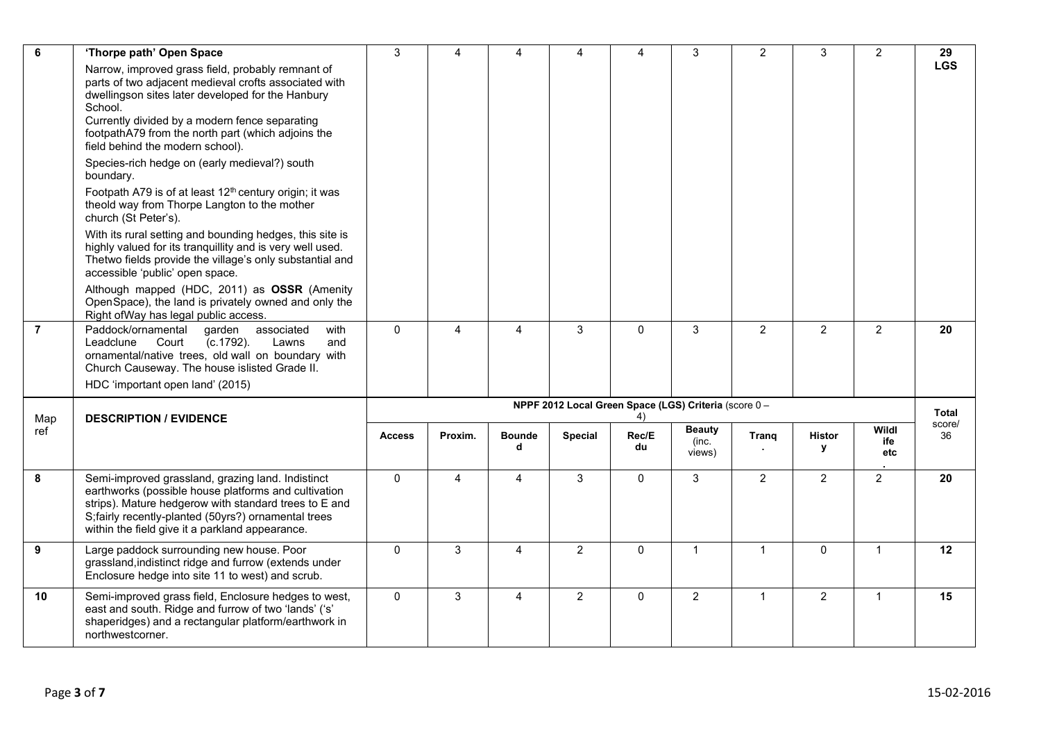| Map ref | DESCRIPTION / EVIDENCE | NPPF 2012 Local Green Space (LGS) Criteria (score 0 – 4) | | | | | | | | | Total score/ 36 |
|---|---|---|---|---|---|---|---|---|---|---|---|
| | | Access | Proxim. | Bounded | Special | Rec/Edu | Beauty (inc. views) | Tranq. | History | Wildlife etc. | |
| 6 | **'Thorpe path' Open Space**<br>Narrow, improved grass field, probably remnant of parts of two adjacent medieval crofts associated with dwellingson sites later developed for the Hanbury School.<br>Currently divided by a modern fence separating footpathA79 from the north part (which adjoins the field behind the modern school).<br>Species-rich hedge on (early medieval?) south boundary.<br>Footpath A79 is of at least 12th century origin; it was theold way from Thorpe Langton to the mother church (St Peter's).<br>With its rural setting and bounding hedges, this site is highly valued for its tranquillity and is very well used. Thetwo fields provide the village's only substantial and accessible 'public' open space.<br>Although mapped (HDC, 2011) as **OSSR** (Amenity OpenSpace), the land is privately owned and only the Right ofWay has legal public access. | 3 | 4 | 4 | 4 | 4 | 3 | 2 | 3 | 2 | **29 LGS** |
| 7 | Paddock/ornamental garden associated with Leadclune Court (c.1792). Lawns and ornamental/native trees, old wall on boundary with Church Causeway. The house islisted Grade II.<br>HDC 'important open land' (2015) | 0 | 4 | 4 | 3 | 0 | 3 | 2 | 2 | 2 | **20** |
| 8 | Semi-improved grassland, grazing land. Indistinct earthworks (possible house platforms and cultivation strips). Mature hedgerow with standard trees to E and S;fairly recently-planted (50yrs?) ornamental trees within the field give it a parkland appearance. | 0 | 4 | 4 | 3 | 0 | 3 | 2 | 2 | 2 | **20** |
| 9 | Large paddock surrounding new house. Poor grassland,indistinct ridge and furrow (extends under Enclosure hedge into site 11 to west) and scrub. | 0 | 3 | 4 | 2 | 0 | 1 | 1 | 0 | 1 | **12** |
| 10 | Semi-improved grass field, Enclosure hedges to west, east and south. Ridge and furrow of two 'lands' ('s' shaperidges) and a rectangular platform/earthwork in northwestcorner. | 0 | 3 | 4 | 2 | 0 | 2 | 1 | 2 | 1 | **15** |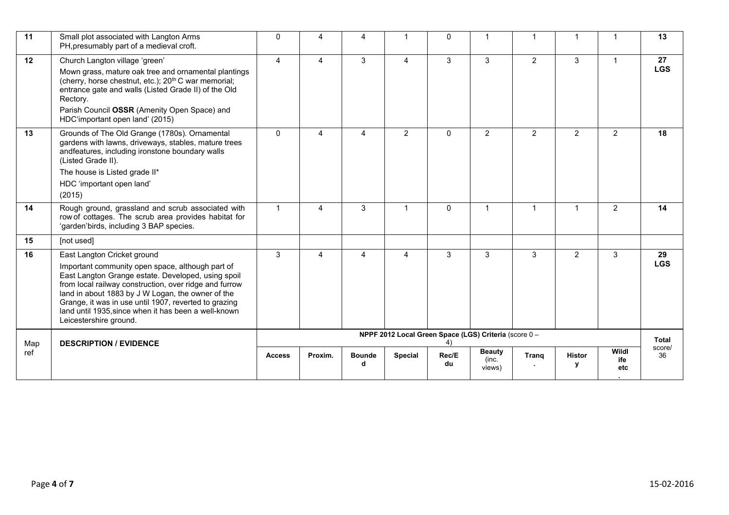| Map ref | DESCRIPTION / EVIDENCE | NPPF 2012 Local Green Space (LGS) Criteria (score 0 – 4) | | | | | | | | | Total score/ 36 |
|---|---|---|---|---|---|---|---|---|---|---|---|
| | | Access | Proxim. | Bounded | Special | Rec/Edu | Beauty (inc. views) | Tranq. | History | Wildlife etc. | |
| 11 | Small plot associated with Langton Arms PH,presumably part of a medieval croft. | 0 | 4 | 4 | 1 | 0 | 1 | 1 | 1 | 1 | 13 |
| 12 | Church Langton village 'green'<br>Mown grass, mature oak tree and ornamental plantings (cherry, horse chestnut, etc.); 20th C war memorial; entrance gate and walls (Listed Grade II) of the Old Rectory.<br>Parish Council **OSSR** (Amenity Open Space) and HDC'important open land' (2015) | 4 | 4 | 3 | 4 | 3 | 3 | 2 | 3 | 1 | 27 **LGS** |
| 13 | Grounds of The Old Grange (1780s). Ornamental gardens with lawns, driveways, stables, mature trees andfeatures, including ironstone boundary walls (Listed Grade II).<br>The house is Listed grade II*<br>HDC 'important open land'<br>(2015) | 0 | 4 | 4 | 2 | 0 | 2 | 2 | 2 | 2 | 18 |
| 14 | Rough ground, grassland and scrub associated with row of cottages. The scrub area provides habitat for 'garden'birds, including 3 BAP species. | 1 | 4 | 3 | 1 | 0 | 1 | 1 | 1 | 2 | 14 |
| 15 | [not used] | | | | | | | | | | |
| 16 | East Langton Cricket ground<br>Important community open space, although part of East Langton Grange estate. Developed, using spoil from local railway construction, over ridge and furrow land in about 1883 by J W Logan, the owner of the Grange, it was in use until 1907, reverted to grazing land until 1935,since when it has been a well-known Leicestershire ground. | 3 | 4 | 4 | 4 | 3 | 3 | 3 | 2 | 3 | 29 **LGS** |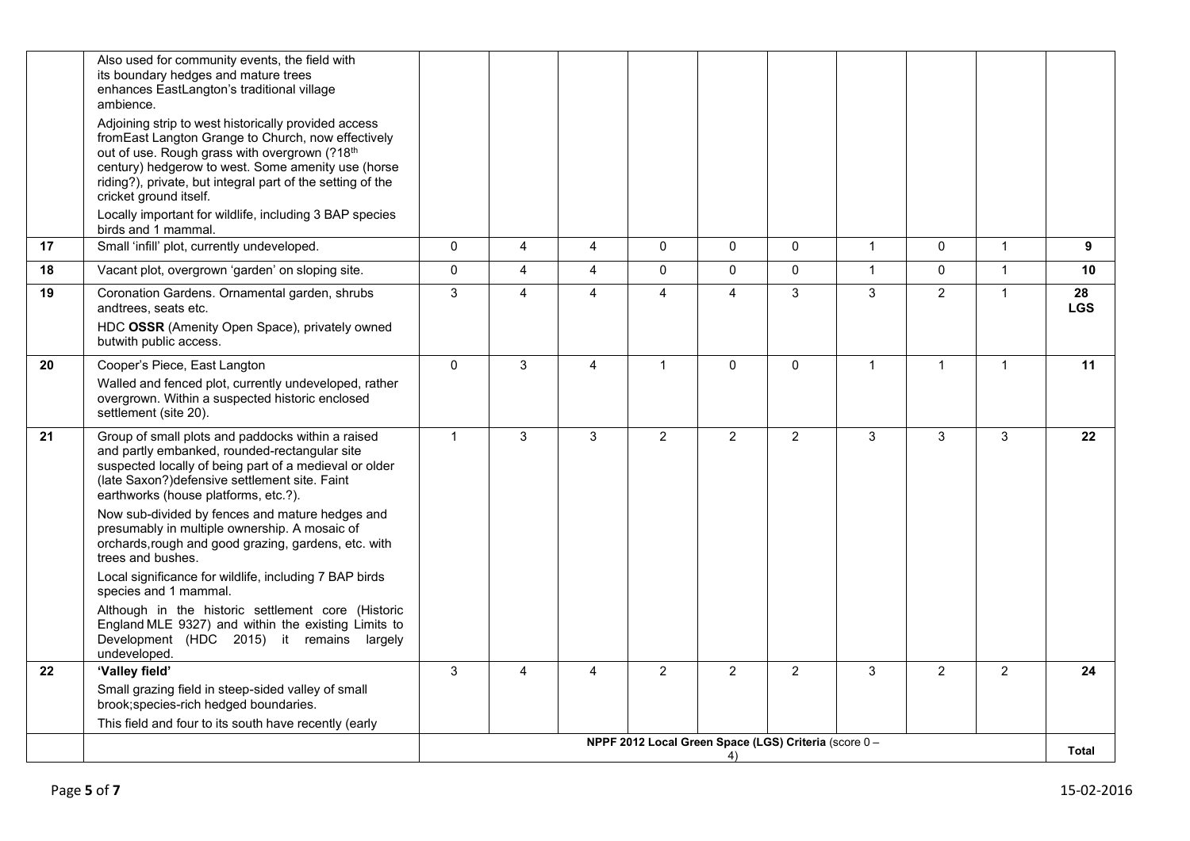| | | | | | | | | | | | |
|---|---|---|---|---|---|---|---|---|---|---|---|
| | Also used for community events, the field with its boundary hedges and mature trees enhances EastLangton's traditional village ambience.<br>Adjoining strip to west historically provided access fromEast Langton Grange to Church, now effectively out of use. Rough grass with overgrown (?18th century) hedgerow to west. Some amenity use (horse riding?), private, but integral part of the setting of the cricket ground itself.<br>Locally important for wildlife, including 3 BAP species birds and 1 mammal. | | | | | | | | | | |
| **17** | Small 'infill' plot, currently undeveloped. | 0 | 4 | 4 | 0 | 0 | 0 | 1 | 0 | 1 | **9** |
| **18** | Vacant plot, overgrown 'garden' on sloping site. | 0 | 4 | 4 | 0 | 0 | 0 | 1 | 0 | 1 | **10** |
| **19** | Coronation Gardens. Ornamental garden, shrubs andtrees, seats etc.<br>HDC **OSSR** (Amenity Open Space), privately owned butwith public access. | 3 | 4 | 4 | 4 | 4 | 3 | 3 | 2 | 1 | **28 LGS** |
| **20** | Cooper's Piece, East Langton<br>Walled and fenced plot, currently undeveloped, rather overgrown. Within a suspected historic enclosed settlement (site 20). | 0 | 3 | 4 | 1 | 0 | 0 | 1 | 1 | 1 | **11** |
| **21** | Group of small plots and paddocks within a raised and partly embanked, rounded-rectangular site suspected locally of being part of a medieval or older (late Saxon?)defensive settlement site. Faint earthworks (house platforms, etc.?).<br>Now sub-divided by fences and mature hedges and presumably in multiple ownership. A mosaic of orchards,rough and good grazing, gardens, etc. with trees and bushes.<br>Local significance for wildlife, including 7 BAP birds species and 1 mammal.<br>Although in the historic settlement core (Historic England MLE 9327) and within the existing Limits to Development (HDC 2015) it remains largely undeveloped. | 1 | 3 | 3 | 2 | 2 | 2 | 3 | 3 | 3 | **22** |
| **22** | **'Valley field'**<br>Small grazing field in steep-sided valley of small brook;species-rich hedged boundaries.<br>This field and four to its south have recently (early | 3 | 4 | 4 | 2 | 2 | 2 | 3 | 2 | 2 | **24** |
| | | **NPPF 2012 Local Green Space (LGS) Criteria** (score 0 – 4) | | | | | | | | | **Total** |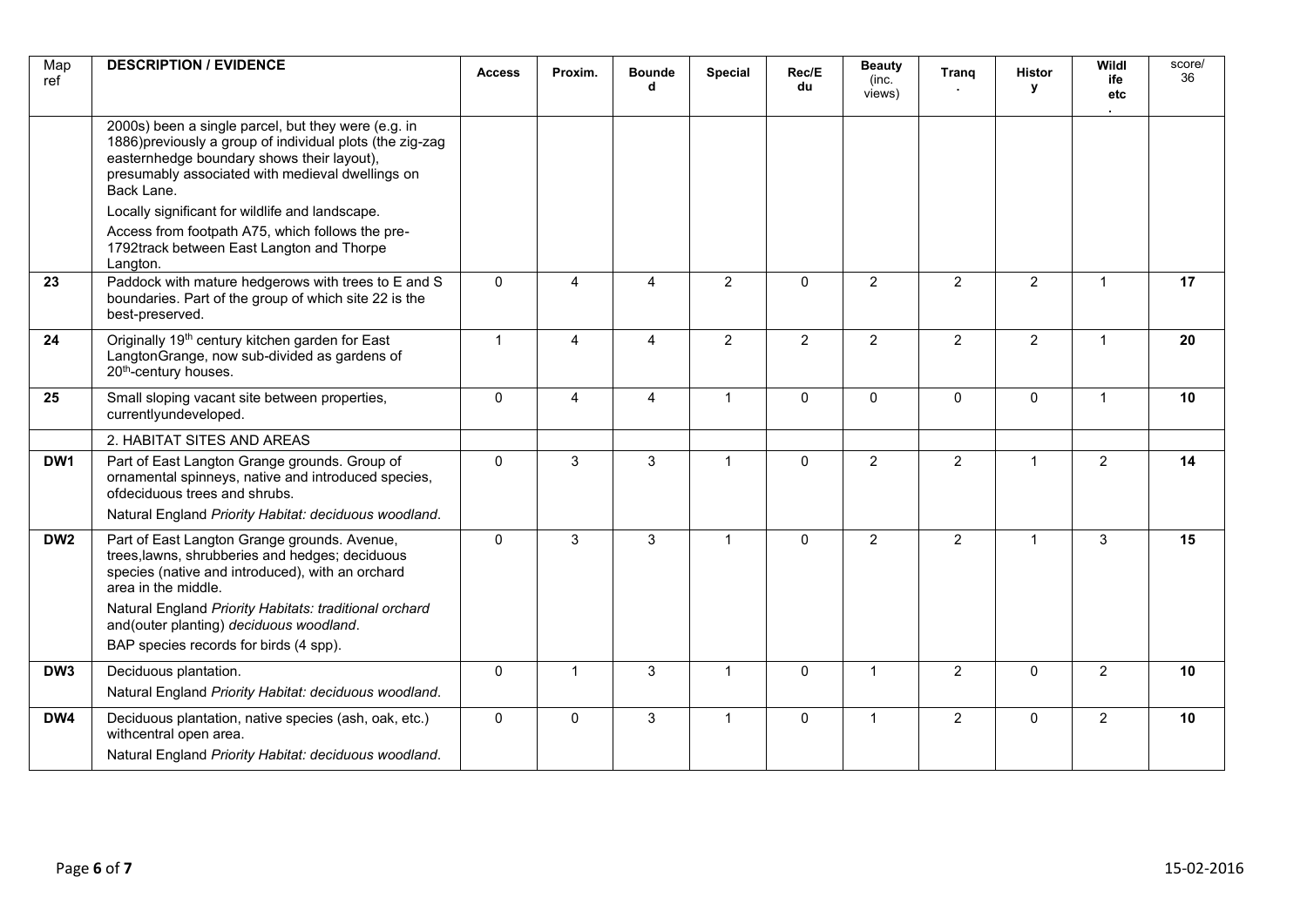| Map ref | DESCRIPTION / EVIDENCE | Access | Proxim. | Bounded | Special | Rec/Edu | Beauty (inc. views) | Tranq. | History | Wildlife etc. | score/ 36 |
|---|---|---|---|---|---|---|---|---|---|---|---|
| | 2000s) been a single parcel, but they were (e.g. in 1886)previously a group of individual plots (the zig-zag easternhedge boundary shows their layout), presumably associated with medieval dwellings on Back Lane.<br>Locally significant for wildlife and landscape.<br>Access from footpath A75, which follows the pre-1792track between East Langton and Thorpe Langton. | | | | | | | | | | |
| **23** | Paddock with mature hedgerows with trees to E and S boundaries. Part of the group of which site 22 is the best-preserved. | 0 | 4 | 4 | 2 | 0 | 2 | 2 | 2 | 1 | **17** |
| **24** | Originally 19th century kitchen garden for East LangtonGrange, now sub-divided as gardens of 20th-century houses. | 1 | 4 | 4 | 2 | 2 | 2 | 2 | 2 | 1 | **20** |
| **25** | Small sloping vacant site between properties, currentlyundeveloped. | 0 | 4 | 4 | 1 | 0 | 0 | 0 | 0 | 1 | **10** |
| | 2. HABITAT SITES AND AREAS | | | | | | | | | | |
| **DW1** | Part of East Langton Grange grounds. Group of ornamental spinneys, native and introduced species, ofdeciduous trees and shrubs.<br>Natural England *Priority Habitat: deciduous woodland*. | 0 | 3 | 3 | 1 | 0 | 2 | 2 | 1 | 2 | **14** |
| **DW2** | Part of East Langton Grange grounds. Avenue, trees,lawns, shrubberies and hedges; deciduous species (native and introduced), with an orchard area in the middle.<br>Natural England *Priority Habitats: traditional orchard* and(outer planting) *deciduous woodland*.<br>BAP species records for birds (4 spp). | 0 | 3 | 3 | 1 | 0 | 2 | 2 | 1 | 3 | **15** |
| **DW3** | Deciduous plantation.<br>Natural England *Priority Habitat: deciduous woodland*. | 0 | 1 | 3 | 1 | 0 | 1 | 2 | 0 | 2 | **10** |
| **DW4** | Deciduous plantation, native species (ash, oak, etc.) withcentral open area.<br>Natural England *Priority Habitat: deciduous woodland*. | 0 | 0 | 3 | 1 | 0 | 1 | 2 | 0 | 2 | **10** |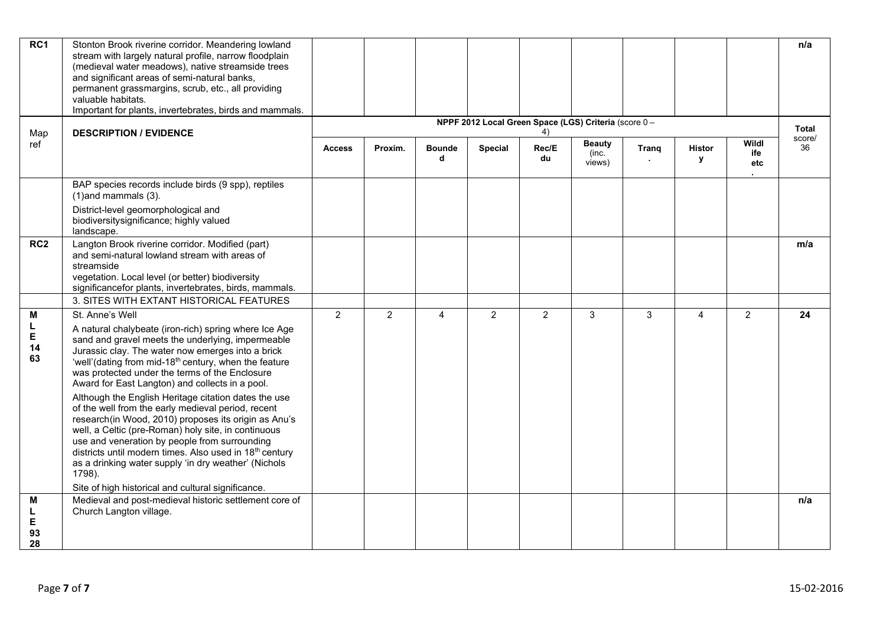| Map ref | DESCRIPTION / EVIDENCE | NPPF 2012 Local Green Space (LGS) Criteria (score 0 – 4) | | | | | | | | | Total score/ 36 |
|---|---|---|---|---|---|---|---|---|---|---|---|
| | | Access | Proxim. | Bounded | Special | Rec/Edu | Beauty (inc. views) | Tranq. | History | Wildlife etc. | |
| RC1 | Stonton Brook riverine corridor. Meandering lowland stream with largely natural profile, narrow floodplain (medieval water meadows), native streamside trees and significant areas of semi-natural banks, permanent grassmargins, scrub, etc., all providing valuable habitats. Important for plants, invertebrates, birds and mammals. BAP species records include birds (9 spp), reptiles (1)and mammals (3). District-level geomorphological and biodiversitysignificance; highly valued landscape. | | | | | | | | | | n/a |
| RC2 | Langton Brook riverine corridor. Modified (part) and semi-natural lowland stream with areas of streamside vegetation. Local level (or better) biodiversity significancefor plants, invertebrates, birds, mammals. | | | | | | | | | | m/a |
| | 3. SITES WITH EXTANT HISTORICAL FEATURES | | | | | | | | | | |
| MLE 1463 | St. Anne's Well<br>A natural chalybeate (iron-rich) spring where Ice Age sand and gravel meets the underlying, impermeable Jurassic clay. The water now emerges into a brick 'well'(dating from mid-18th century, when the feature was protected under the terms of the Enclosure Award for East Langton) and collects in a pool.<br>Although the English Heritage citation dates the use of the well from the early medieval period, recent research(in Wood, 2010) proposes its origin as Anu's well, a Celtic (pre-Roman) holy site, in continuous use and veneration by people from surrounding districts until modern times. Also used in 18th century as a drinking water supply 'in dry weather' (Nichols 1798).<br>Site of high historical and cultural significance. | 2 | 2 | 4 | 2 | 2 | 3 | 3 | 4 | 2 | 24 |
| MLE 9328 | Medieval and post-medieval historic settlement core of Church Langton village. | | | | | | | | | | n/a |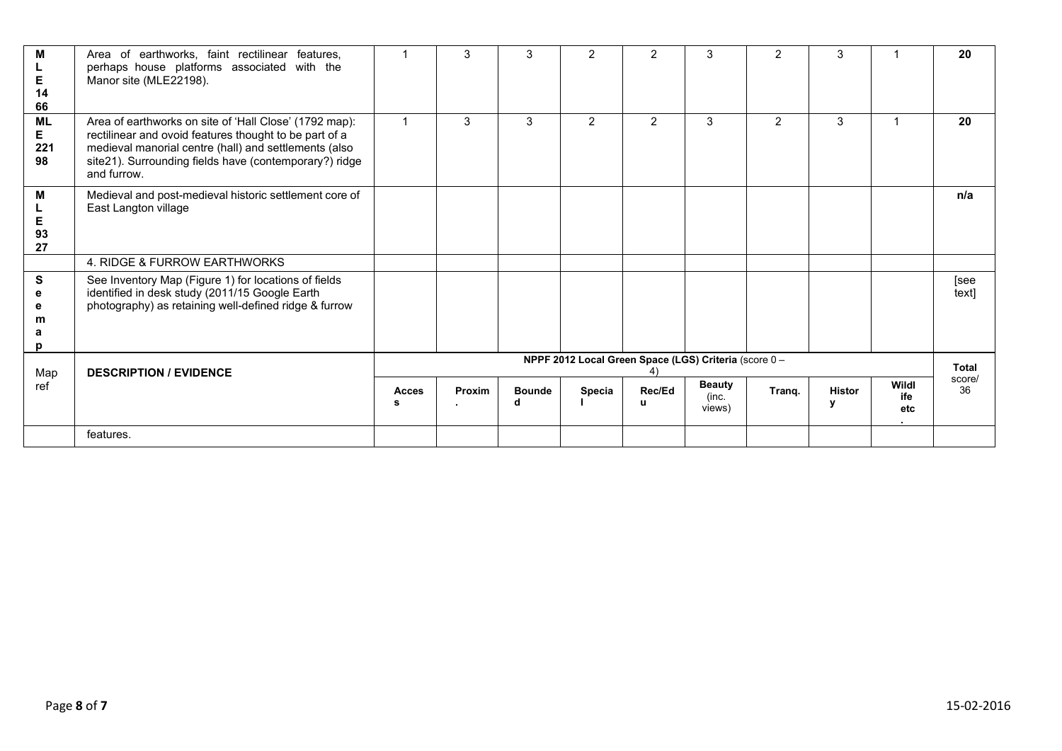| Map ref | DESCRIPTION / EVIDENCE | NPPF 2012 Local Green Space (LGS) Criteria (score 0 – 4) | | | | | | | | | Total score/ 36 |
|---|---|---|---|---|---|---|---|---|---|---|---|
| | | Access | Proxim. | Bounded | Special | Rec/Edu | Beauty (inc. views) | Tranq. | History | Wildlife etc. | |
| MLE1466 | Area of earthworks, faint rectilinear features, perhaps house platforms associated with the Manor site (MLE22198). | 1 | 3 | 3 | 2 | 2 | 3 | 2 | 3 | 1 | 20 |
| MLE22198 | Area of earthworks on site of 'Hall Close' (1792 map): rectilinear and ovoid features thought to be part of a medieval manorial centre (hall) and settlements (also site21). Surrounding fields have (contemporary?) ridge and furrow. | 1 | 3 | 3 | 2 | 2 | 3 | 2 | 3 | 1 | 20 |
| MLE9327 | Medieval and post-medieval historic settlement core of East Langton village | | | | | | | | | | n/a |
| | 4. RIDGE & FURROW EARTHWORKS | | | | | | | | | | |
| See map | See Inventory Map (Figure 1) for locations of fields identified in desk study (2011/15 Google Earth photography) as retaining well-defined ridge & furrow features. | | | | | | | | | | [see text] |